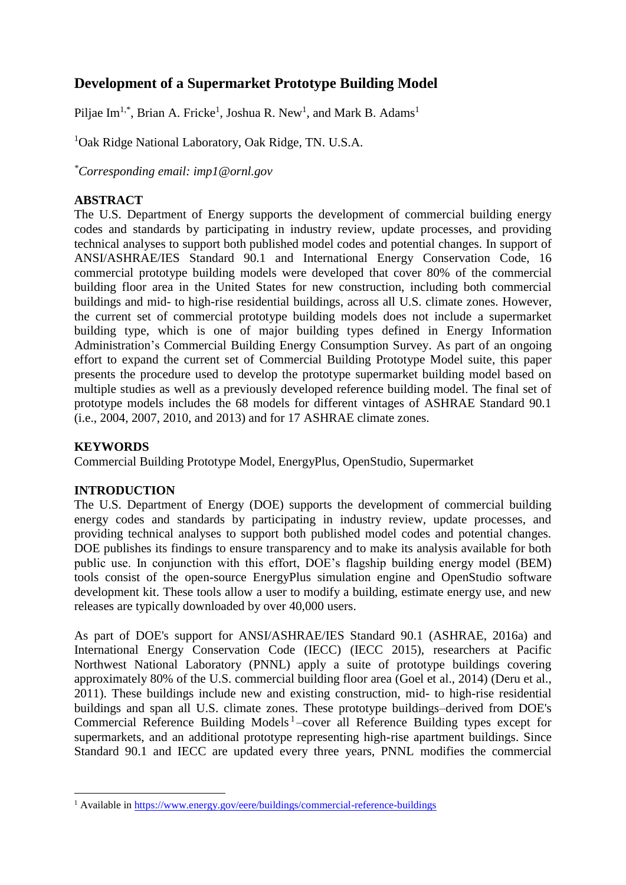# Development of a Supermarket Prototype Building Model

Piljae Im[1,*], Brian A. Fricke[1], Joshua R. New[1], and Mark B. Adams[1]

[1]Oak Ridge National Laboratory, Oak Ridge, TN. U.S.A.

[*]*Corresponding email: imp1@ornl.gov*

## ABSTRACT

The U.S. Department of Energy supports the development of commercial building energy codes and standards by participating in industry review, update processes, and providing technical analyses to support both published model codes and potential changes. In support of ANSI/ASHRAE/IES Standard 90.1 and International Energy Conservation Code, 16 commercial prototype building models were developed that cover 80% of the commercial building floor area in the United States for new construction, including both commercial buildings and mid- to high-rise residential buildings, across all U.S. climate zones. However, the current set of commercial prototype building models does not include a supermarket building type, which is one of major building types defined in Energy Information Administration's Commercial Building Energy Consumption Survey. As part of an ongoing effort to expand the current set of Commercial Building Prototype Model suite, this paper presents the procedure used to develop the prototype supermarket building model based on multiple studies as well as a previously developed reference building model. The final set of prototype models includes the 68 models for different vintages of ASHRAE Standard 90.1 (i.e., 2004, 2007, 2010, and 2013) and for 17 ASHRAE climate zones.

## KEYWORDS

Commercial Building Prototype Model, EnergyPlus, OpenStudio, Supermarket

## INTRODUCTION

The U.S. Department of Energy (DOE) supports the development of commercial building energy codes and standards by participating in industry review, update processes, and providing technical analyses to support both published model codes and potential changes. DOE publishes its findings to ensure transparency and to make its analysis available for both public use. In conjunction with this effort, DOE's flagship building energy model (BEM) tools consist of the open-source EnergyPlus simulation engine and OpenStudio software development kit. These tools allow a user to modify a building, estimate energy use, and new releases are typically downloaded by over 40,000 users.

As part of DOE's support for ANSI/ASHRAE/IES Standard 90.1 (ASHRAE, 2016a) and International Energy Conservation Code (IECC) (IECC 2015), researchers at Pacific Northwest National Laboratory (PNNL) apply a suite of prototype buildings covering approximately 80% of the U.S. commercial building floor area (Goel et al., 2014) (Deru et al., 2011). These buildings include new and existing construction, mid- to high-rise residential buildings and span all U.S. climate zones. These prototype buildings–derived from DOE's Commercial Reference Building Models[1]–cover all Reference Building types except for supermarkets, and an additional prototype representing high-rise apartment buildings. Since Standard 90.1 and IECC are updated every three years, PNNL modifies the commercial

[1] Available in https://www.energy.gov/eere/buildings/commercial-reference-buildings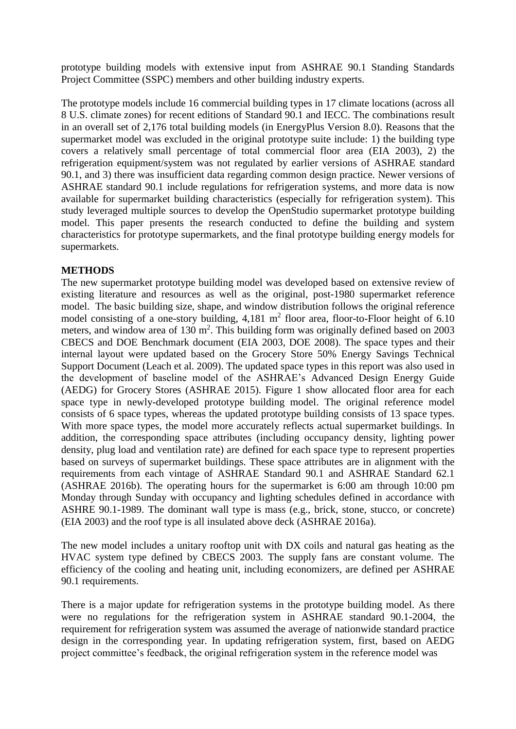prototype building models with extensive input from ASHRAE 90.1 Standing Standards Project Committee (SSPC) members and other building industry experts.

The prototype models include 16 commercial building types in 17 climate locations (across all 8 U.S. climate zones) for recent editions of Standard 90.1 and IECC. The combinations result in an overall set of 2,176 total building models (in EnergyPlus Version 8.0). Reasons that the supermarket model was excluded in the original prototype suite include: 1) the building type covers a relatively small percentage of total commercial floor area (EIA 2003), 2) the refrigeration equipment/system was not regulated by earlier versions of ASHRAE standard 90.1, and 3) there was insufficient data regarding common design practice. Newer versions of ASHRAE standard 90.1 include regulations for refrigeration systems, and more data is now available for supermarket building characteristics (especially for refrigeration system). This study leveraged multiple sources to develop the OpenStudio supermarket prototype building model. This paper presents the research conducted to define the building and system characteristics for prototype supermarkets, and the final prototype building energy models for supermarkets.

## METHODS

The new supermarket prototype building model was developed based on extensive review of existing literature and resources as well as the original, post-1980 supermarket reference model. The basic building size, shape, and window distribution follows the original reference model consisting of a one-story building, 4,181 m$^2$ floor area, floor-to-Floor height of 6.10 meters, and window area of 130 m$^2$. This building form was originally defined based on 2003 CBECS and DOE Benchmark document (EIA 2003, DOE 2008). The space types and their internal layout were updated based on the Grocery Store 50% Energy Savings Technical Support Document (Leach et al. 2009). The updated space types in this report was also used in the development of baseline model of the ASHRAE's Advanced Design Energy Guide (AEDG) for Grocery Stores (ASHRAE 2015). Figure 1 show allocated floor area for each space type in newly-developed prototype building model. The original reference model consists of 6 space types, whereas the updated prototype building consists of 13 space types. With more space types, the model more accurately reflects actual supermarket buildings. In addition, the corresponding space attributes (including occupancy density, lighting power density, plug load and ventilation rate) are defined for each space type to represent properties based on surveys of supermarket buildings. These space attributes are in alignment with the requirements from each vintage of ASHRAE Standard 90.1 and ASHRAE Standard 62.1 (ASHRAE 2016b). The operating hours for the supermarket is 6:00 am through 10:00 pm Monday through Sunday with occupancy and lighting schedules defined in accordance with ASHRE 90.1-1989. The dominant wall type is mass (e.g., brick, stone, stucco, or concrete) (EIA 2003) and the roof type is all insulated above deck (ASHRAE 2016a).

The new model includes a unitary rooftop unit with DX coils and natural gas heating as the HVAC system type defined by CBECS 2003. The supply fans are constant volume. The efficiency of the cooling and heating unit, including economizers, are defined per ASHRAE 90.1 requirements.

There is a major update for refrigeration systems in the prototype building model. As there were no regulations for the refrigeration system in ASHRAE standard 90.1-2004, the requirement for refrigeration system was assumed the average of nationwide standard practice design in the corresponding year. In updating refrigeration system, first, based on AEDG project committee's feedback, the original refrigeration system in the reference model was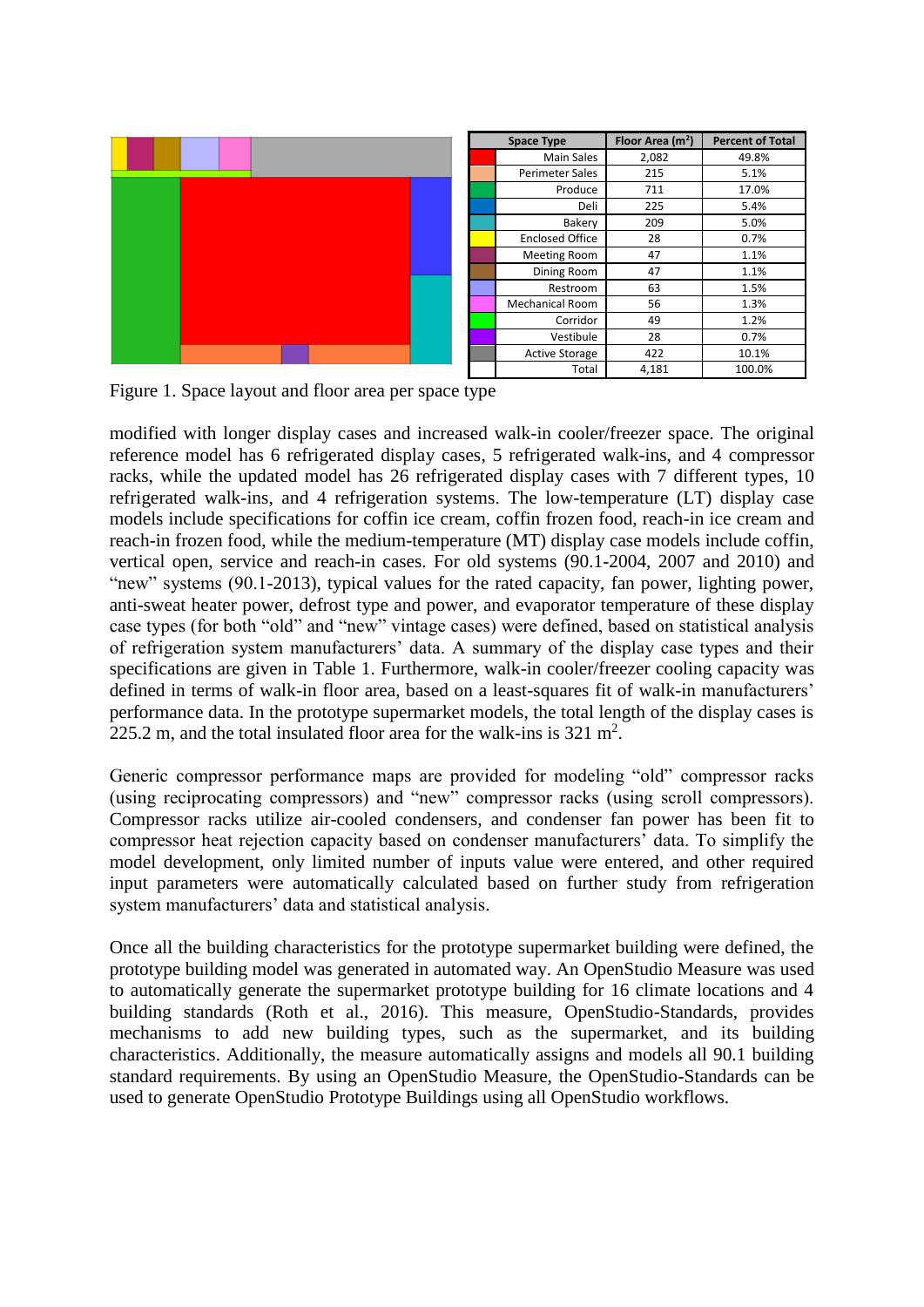| | Space Type | Floor Area (m²) | Percent of Total |
|---|---|---|---|
| | Main Sales | 2,082 | 49.8% |
| | Perimeter Sales | 215 | 5.1% |
| | Produce | 711 | 17.0% |
| | Deli | 225 | 5.4% |
| | Bakery | 209 | 5.0% |
| | Enclosed Office | 28 | 0.7% |
| | Meeting Room | 47 | 1.1% |
| | Dining Room | 47 | 1.1% |
| | Restroom | 63 | 1.5% |
| | Mechanical Room | 56 | 1.3% |
| | Corridor | 49 | 1.2% |
| | Vestibule | 28 | 0.7% |
| | Active Storage | 422 | 10.1% |
| | Total | 4,181 | 100.0% |

Figure 1. Space layout and floor area per space type

modified with longer display cases and increased walk-in cooler/freezer space. The original reference model has 6 refrigerated display cases, 5 refrigerated walk-ins, and 4 compressor racks, while the updated model has 26 refrigerated display cases with 7 different types, 10 refrigerated walk-ins, and 4 refrigeration systems. The low-temperature (LT) display case models include specifications for coffin ice cream, coffin frozen food, reach-in ice cream and reach-in frozen food, while the medium-temperature (MT) display case models include coffin, vertical open, service and reach-in cases. For old systems (90.1-2004, 2007 and 2010) and "new" systems (90.1-2013), typical values for the rated capacity, fan power, lighting power, anti-sweat heater power, defrost type and power, and evaporator temperature of these display case types (for both "old" and "new" vintage cases) were defined, based on statistical analysis of refrigeration system manufacturers' data. A summary of the display case types and their specifications are given in Table 1. Furthermore, walk-in cooler/freezer cooling capacity was defined in terms of walk-in floor area, based on a least-squares fit of walk-in manufacturers' performance data. In the prototype supermarket models, the total length of the display cases is 225.2 m, and the total insulated floor area for the walk-ins is 321 m$^2$.

Generic compressor performance maps are provided for modeling "old" compressor racks (using reciprocating compressors) and "new" compressor racks (using scroll compressors). Compressor racks utilize air-cooled condensers, and condenser fan power has been fit to compressor heat rejection capacity based on condenser manufacturers' data. To simplify the model development, only limited number of inputs value were entered, and other required input parameters were automatically calculated based on further study from refrigeration system manufacturers' data and statistical analysis.

Once all the building characteristics for the prototype supermarket building were defined, the prototype building model was generated in automated way. An OpenStudio Measure was used to automatically generate the supermarket prototype building for 16 climate locations and 4 building standards (Roth et al., 2016). This measure, OpenStudio-Standards, provides mechanisms to add new building types, such as the supermarket, and its building characteristics. Additionally, the measure automatically assigns and models all 90.1 building standard requirements. By using an OpenStudio Measure, the OpenStudio-Standards can be used to generate OpenStudio Prototype Buildings using all OpenStudio workflows.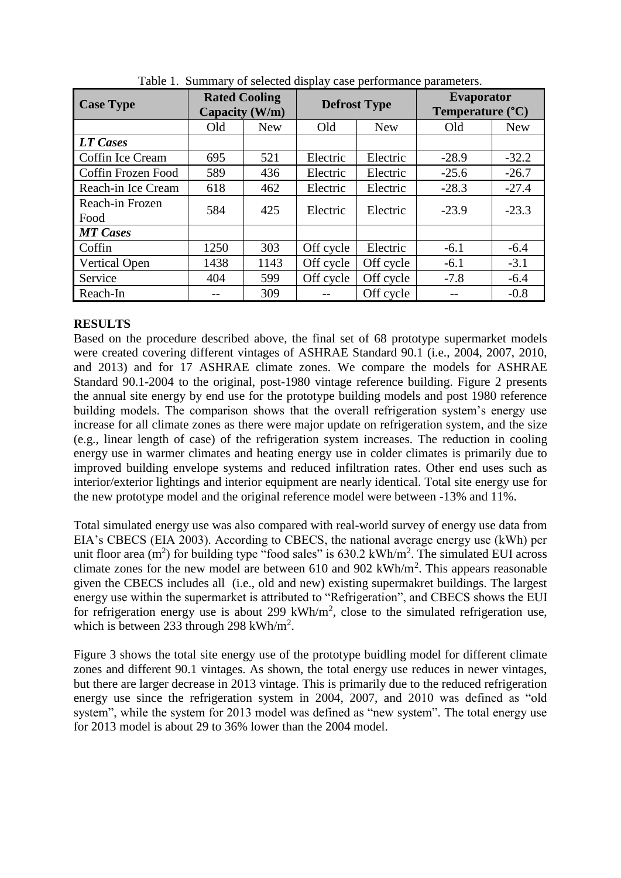Table 1. Summary of selected display case performance parameters.

| Case Type | Rated Cooling Capacity (W/m) | | Defrost Type | | Evaporator Temperature (°C) | |
|---|---|---|---|---|---|---|
| | Old | New | Old | New | Old | New |
| ***LT Cases*** | | | | | | |
| Coffin Ice Cream | 695 | 521 | Electric | Electric | -28.9 | -32.2 |
| Coffin Frozen Food | 589 | 436 | Electric | Electric | -25.6 | -26.7 |
| Reach-in Ice Cream | 618 | 462 | Electric | Electric | -28.3 | -27.4 |
| Reach-in Frozen Food | 584 | 425 | Electric | Electric | -23.9 | -23.3 |
| ***MT Cases*** | | | | | | |
| Coffin | 1250 | 303 | Off cycle | Electric | -6.1 | -6.4 |
| Vertical Open | 1438 | 1143 | Off cycle | Off cycle | -6.1 | -3.1 |
| Service | 404 | 599 | Off cycle | Off cycle | -7.8 | -6.4 |
| Reach-In | -- | 309 | -- | Off cycle | -- | -0.8 |

## RESULTS

Based on the procedure described above, the final set of 68 prototype supermarket models were created covering different vintages of ASHRAE Standard 90.1 (i.e., 2004, 2007, 2010, and 2013) and for 17 ASHRAE climate zones. We compare the models for ASHRAE Standard 90.1-2004 to the original, post-1980 vintage reference building. Figure 2 presents the annual site energy by end use for the prototype building models and post 1980 reference building models. The comparison shows that the overall refrigeration system's energy use increase for all climate zones as there were major update on refrigeration system, and the size (e.g., linear length of case) of the refrigeration system increases. The reduction in cooling energy use in warmer climates and heating energy use in colder climates is primarily due to improved building envelope systems and reduced infiltration rates. Other end uses such as interior/exterior lightings and interior equipment are nearly identical. Total site energy use for the new prototype model and the original reference model were between -13% and 11%.

Total simulated energy use was also compared with real-world survey of energy use data from EIA's CBECS (EIA 2003). According to CBECS, the national average energy use (kWh) per unit floor area ($m^2$) for building type "food sales" is 630.2 kWh/$m^2$. The simulated EUI across climate zones for the new model are between 610 and 902 kWh/$m^2$. This appears reasonable given the CBECS includes all (i.e., old and new) existing supermakret buildings. The largest energy use within the supermarket is attributed to "Refrigeration", and CBECS shows the EUI for refrigeration energy use is about 299 kWh/$m^2$, close to the simulated refrigeration use, which is between 233 through 298 kWh/$m^2$.

Figure 3 shows the total site energy use of the prototype buidling model for different climate zones and different 90.1 vintages. As shown, the total energy use reduces in newer vintages, but there are larger decrease in 2013 vintage. This is primarily due to the reduced refrigeration energy use since the refrigeration system in 2004, 2007, and 2010 was defined as "old system", while the system for 2013 model was defined as "new system". The total energy use for 2013 model is about 29 to 36% lower than the 2004 model.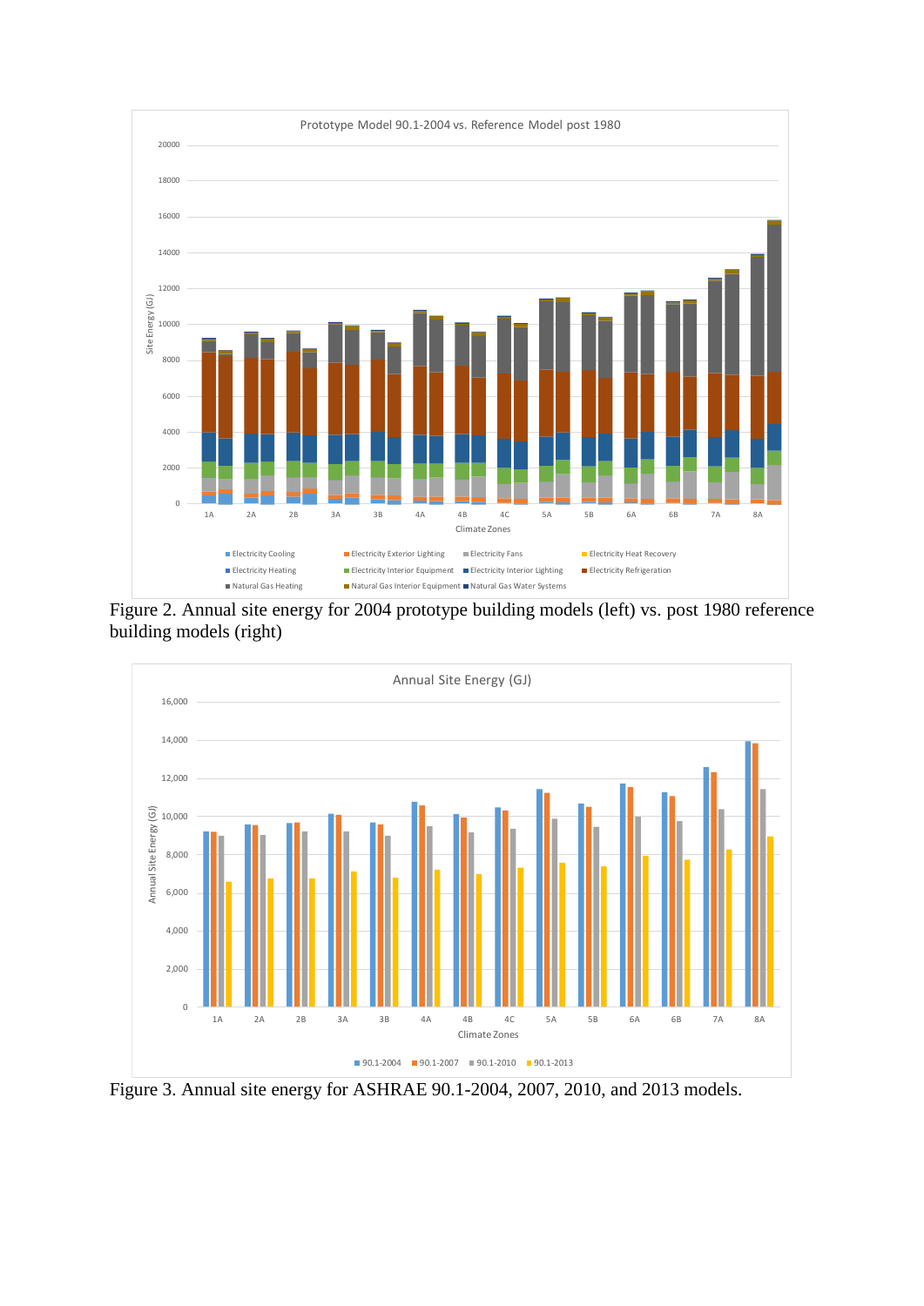Figure 2. Annual site energy for 2004 prototype building models (left) vs. post 1980 reference building models (right)

Figure 3. Annual site energy for ASHRAE 90.1-2004, 2007, 2010, and 2013 models.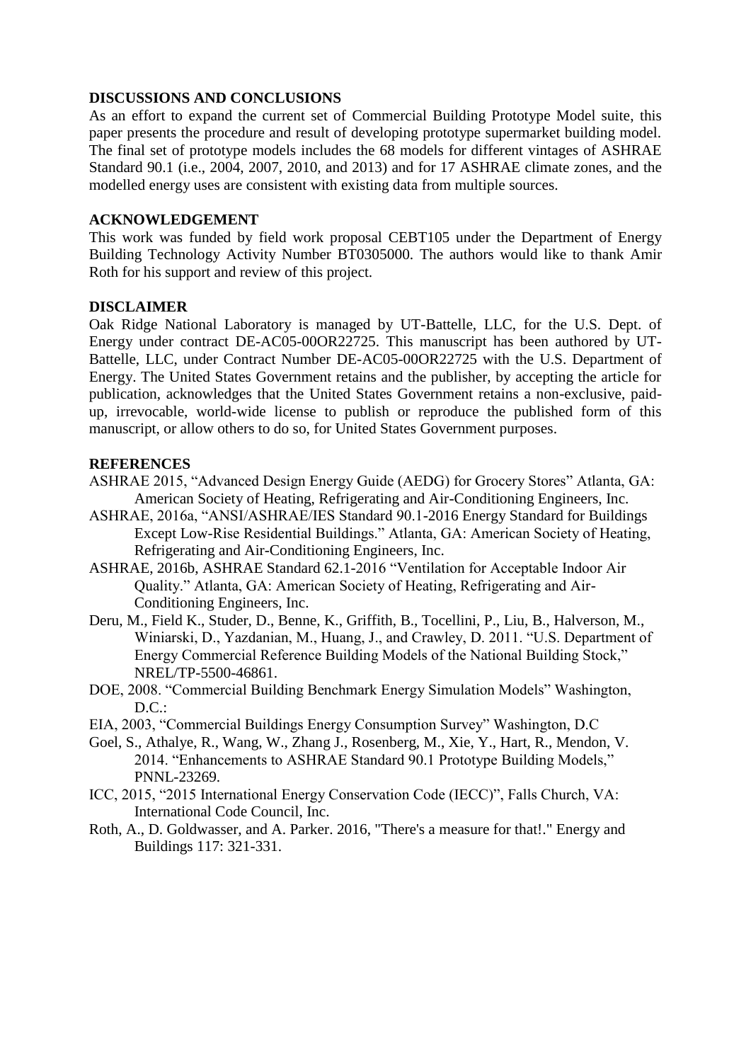## DISCUSSIONS AND CONCLUSIONS

As an effort to expand the current set of Commercial Building Prototype Model suite, this paper presents the procedure and result of developing prototype supermarket building model. The final set of prototype models includes the 68 models for different vintages of ASHRAE Standard 90.1 (i.e., 2004, 2007, 2010, and 2013) and for 17 ASHRAE climate zones, and the modelled energy uses are consistent with existing data from multiple sources.

## ACKNOWLEDGEMENT

This work was funded by field work proposal CEBT105 under the Department of Energy Building Technology Activity Number BT0305000. The authors would like to thank Amir Roth for his support and review of this project.

## DISCLAIMER

Oak Ridge National Laboratory is managed by UT-Battelle, LLC, for the U.S. Dept. of Energy under contract DE-AC05-00OR22725. This manuscript has been authored by UT-Battelle, LLC, under Contract Number DE-AC05-00OR22725 with the U.S. Department of Energy. The United States Government retains and the publisher, by accepting the article for publication, acknowledges that the United States Government retains a non-exclusive, paid-up, irrevocable, world-wide license to publish or reproduce the published form of this manuscript, or allow others to do so, for United States Government purposes.

## REFERENCES

ASHRAE 2015, "Advanced Design Energy Guide (AEDG) for Grocery Stores" Atlanta, GA: American Society of Heating, Refrigerating and Air-Conditioning Engineers, Inc.

ASHRAE, 2016a, "ANSI/ASHRAE/IES Standard 90.1-2016 Energy Standard for Buildings Except Low-Rise Residential Buildings." Atlanta, GA: American Society of Heating, Refrigerating and Air-Conditioning Engineers, Inc.

ASHRAE, 2016b, ASHRAE Standard 62.1-2016 "Ventilation for Acceptable Indoor Air Quality." Atlanta, GA: American Society of Heating, Refrigerating and Air-Conditioning Engineers, Inc.

Deru, M., Field K., Studer, D., Benne, K., Griffith, B., Tocellini, P., Liu, B., Halverson, M., Winiarski, D., Yazdanian, M., Huang, J., and Crawley, D. 2011. "U.S. Department of Energy Commercial Reference Building Models of the National Building Stock," NREL/TP-5500-46861.

DOE, 2008. "Commercial Building Benchmark Energy Simulation Models" Washington, D.C.:

EIA, 2003, "Commercial Buildings Energy Consumption Survey" Washington, D.C

Goel, S., Athalye, R., Wang, W., Zhang J., Rosenberg, M., Xie, Y., Hart, R., Mendon, V. 2014. "Enhancements to ASHRAE Standard 90.1 Prototype Building Models," PNNL-23269.

ICC, 2015, "2015 International Energy Conservation Code (IECC)", Falls Church, VA: International Code Council, Inc.

Roth, A., D. Goldwasser, and A. Parker. 2016, "There's a measure for that!." Energy and Buildings 117: 321-331.